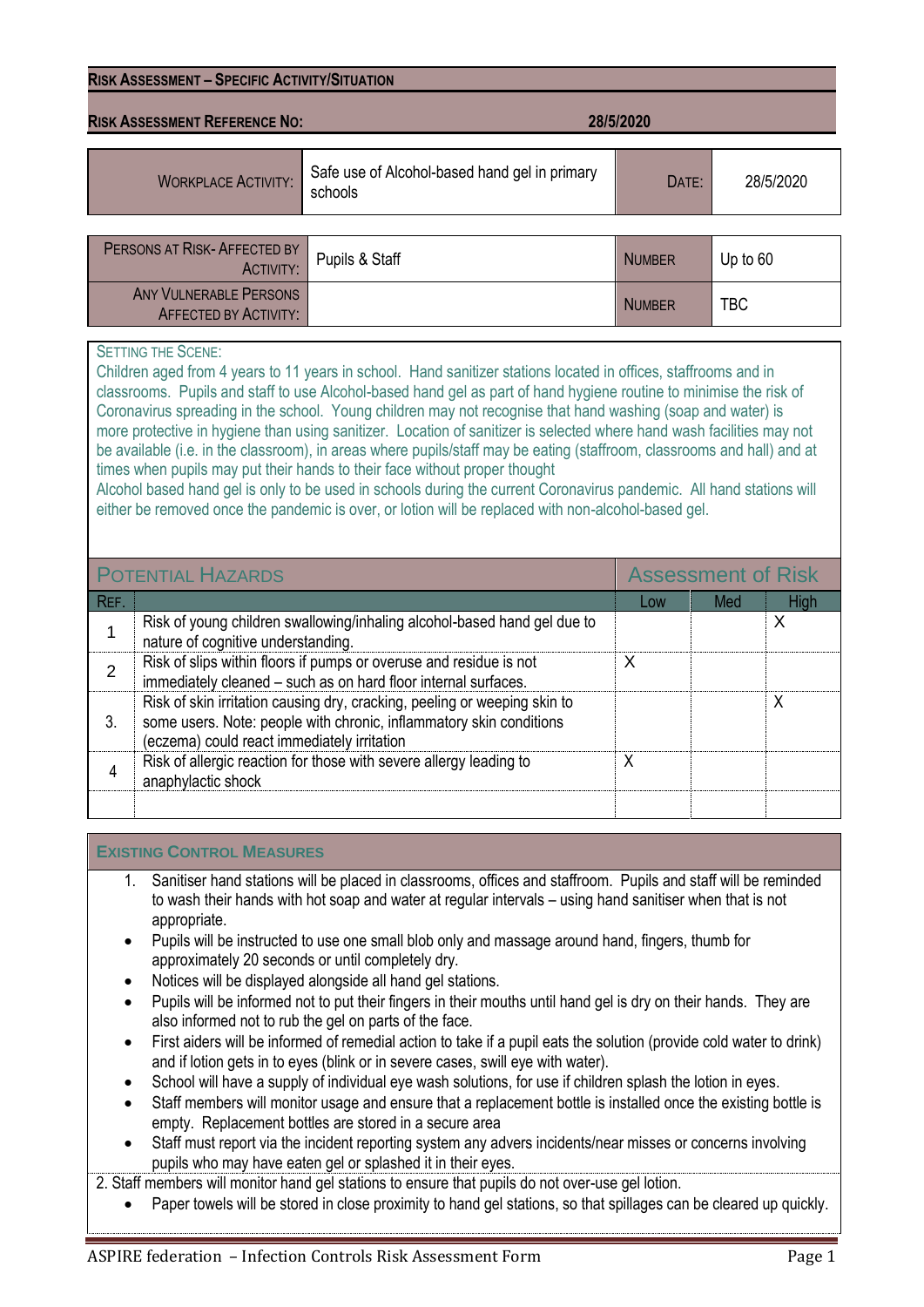## Risk Assessment – Specific Activity/Situation

**Risk Assessment Reference No:** 28/5/2020

| Workplace Activity: | Safe use of Alcohol-based hand gel in primary schools | Date: | 28/5/2020 |
|---|---|---|---|

| Persons at Risk- Affected by Activity: | Pupils & Staff | Number | Up to 60 |
|---|---|---|---|
| Any Vulnerable Persons Affected by Activity: | | Number | TBC |

**Setting the Scene:**

Children aged from 4 years to 11 years in school. Hand sanitizer stations located in offices, staffrooms and in classrooms. Pupils and staff to use Alcohol-based hand gel as part of hand hygiene routine to minimise the risk of Coronavirus spreading in the school. Young children may not recognise that hand washing (soap and water) is more protective in hygiene than using sanitizer. Location of sanitizer is selected where hand wash facilities may not be available (i.e. in the classroom), in areas where pupils/staff may be eating (staffroom, classrooms and hall) and at times when pupils may put their hands to their face without proper thought

Alcohol based hand gel is only to be used in schools during the current Coronavirus pandemic. All hand stations will either be removed once the pandemic is over, or lotion will be replaced with non-alcohol-based gel.

| Potential Hazards | | Assessment of Risk | | |
|---|---|---|---|---|
| Ref. | | Low | Med | High |
| 1 | Risk of young children swallowing/inhaling alcohol-based hand gel due to nature of cognitive understanding. | | | X |
| 2 | Risk of slips within floors if pumps or overuse and residue is not immediately cleaned – such as on hard floor internal surfaces. | X | | |
| 3. | Risk of skin irritation causing dry, cracking, peeling or weeping skin to some users. Note: people with chronic, inflammatory skin conditions (eczema) could react immediately irritation | | | X |
| 4 | Risk of allergic reaction for those with severe allergy leading to anaphylactic shock | X | | |
| | | | | |

### Existing Control Measures

1. Sanitiser hand stations will be placed in classrooms, offices and staffroom. Pupils and staff will be reminded to wash their hands with hot soap and water at regular intervals – using hand sanitiser when that is not appropriate.
   - Pupils will be instructed to use one small blob only and massage around hand, fingers, thumb for approximately 20 seconds or until completely dry.
   - Notices will be displayed alongside all hand gel stations.
   - Pupils will be informed not to put their fingers in their mouths until hand gel is dry on their hands. They are also informed not to rub the gel on parts of the face.
   - First aiders will be informed of remedial action to take if a pupil eats the solution (provide cold water to drink) and if lotion gets in to eyes (blink or in severe cases, swill eye with water).
   - School will have a supply of individual eye wash solutions, for use if children splash the lotion in eyes.
   - Staff members will monitor usage and ensure that a replacement bottle is installed once the existing bottle is empty. Replacement bottles are stored in a secure area
   - Staff must report via the incident reporting system any advers incidents/near misses or concerns involving pupils who may have eaten gel or splashed it in their eyes.

2. Staff members will monitor hand gel stations to ensure that pupils do not over-use gel lotion.
   - Paper towels will be stored in close proximity to hand gel stations, so that spillages can be cleared up quickly.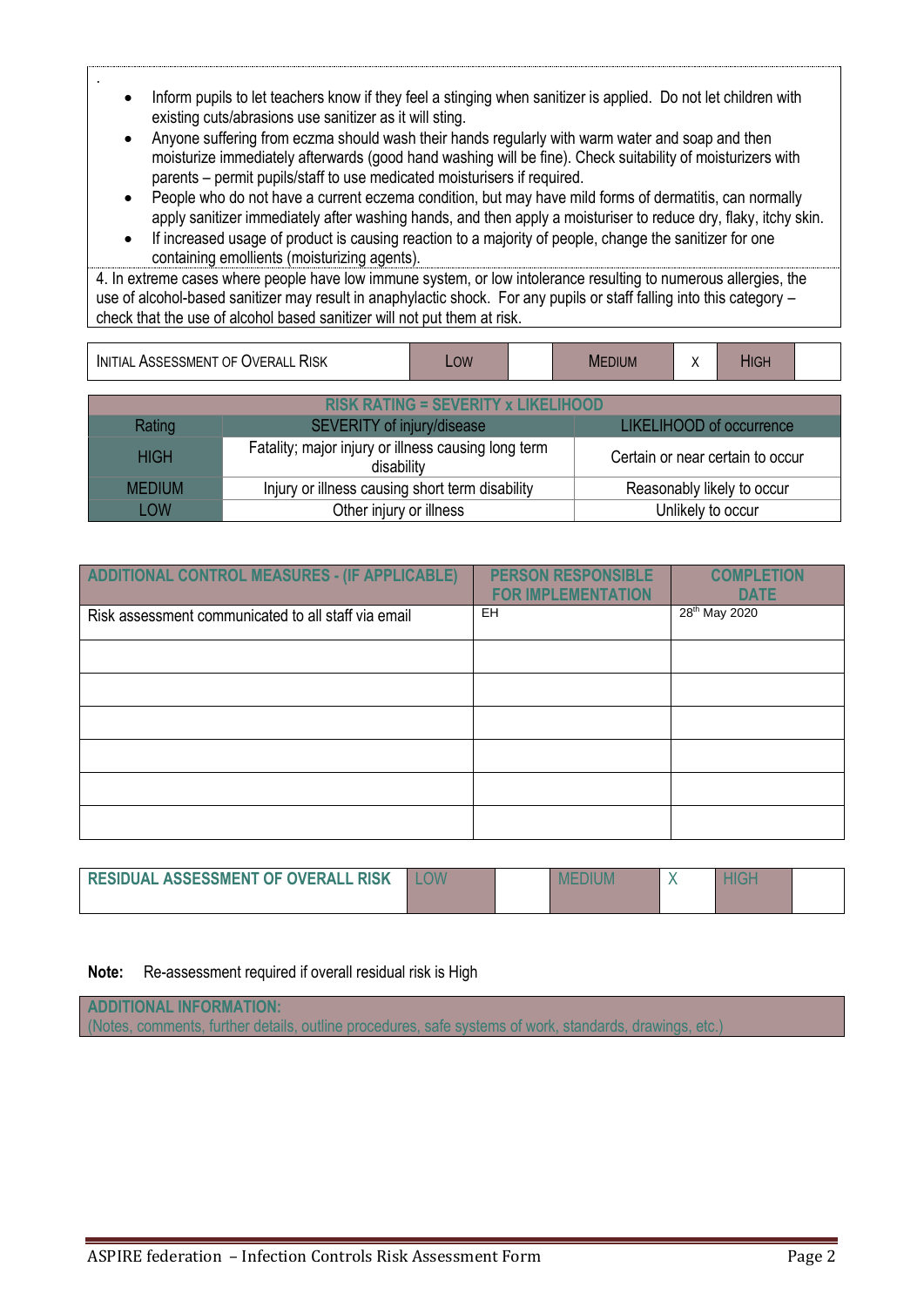- Inform pupils to let teachers know if they feel a stinging when sanitizer is applied. Do not let children with existing cuts/abrasions use sanitizer as it will sting.
- Anyone suffering from eczma should wash their hands regularly with warm water and soap and then moisturize immediately afterwards (good hand washing will be fine). Check suitability of moisturizers with parents – permit pupils/staff to use medicated moisturisers if required.
- People who do not have a current eczema condition, but may have mild forms of dermatitis, can normally apply sanitizer immediately after washing hands, and then apply a moisturiser to reduce dry, flaky, itchy skin.
- If increased usage of product is causing reaction to a majority of people, change the sanitizer for one containing emollients (moisturizing agents).

4. In extreme cases where people have low immune system, or low intolerance resulting to numerous allergies, the use of alcohol-based sanitizer may result in anaphylactic shock. For any pupils or staff falling into this category – check that the use of alcohol based sanitizer will not put them at risk.

| INITIAL ASSESSMENT OF OVERALL RISK | LOW | | MEDIUM | X | HIGH | |
|---|---|---|---|---|---|---|

| RISK RATING = SEVERITY x LIKELIHOOD | | |
|---|---|---|
| Rating | SEVERITY of injury/disease | LIKELIHOOD of occurrence |
| HIGH | Fatality; major injury or illness causing long term disability | Certain or near certain to occur |
| MEDIUM | Injury or illness causing short term disability | Reasonably likely to occur |
| LOW | Other injury or illness | Unlikely to occur |

| ADDITIONAL CONTROL MEASURES - (IF APPLICABLE) | PERSON RESPONSIBLE FOR IMPLEMENTATION | COMPLETION DATE |
|---|---|---|
| Risk assessment communicated to all staff via email | EH | 28th May 2020 |
| | | |
| | | |
| | | |
| | | |
| | | |
| | | |

| RESIDUAL ASSESSMENT OF OVERALL RISK | LOW | | MEDIUM | X | HIGH | |
|---|---|---|---|---|---|---|

**Note:** Re-assessment required if overall residual risk is High

**ADDITIONAL INFORMATION:**
(Notes, comments, further details, outline procedures, safe systems of work, standards, drawings, etc.)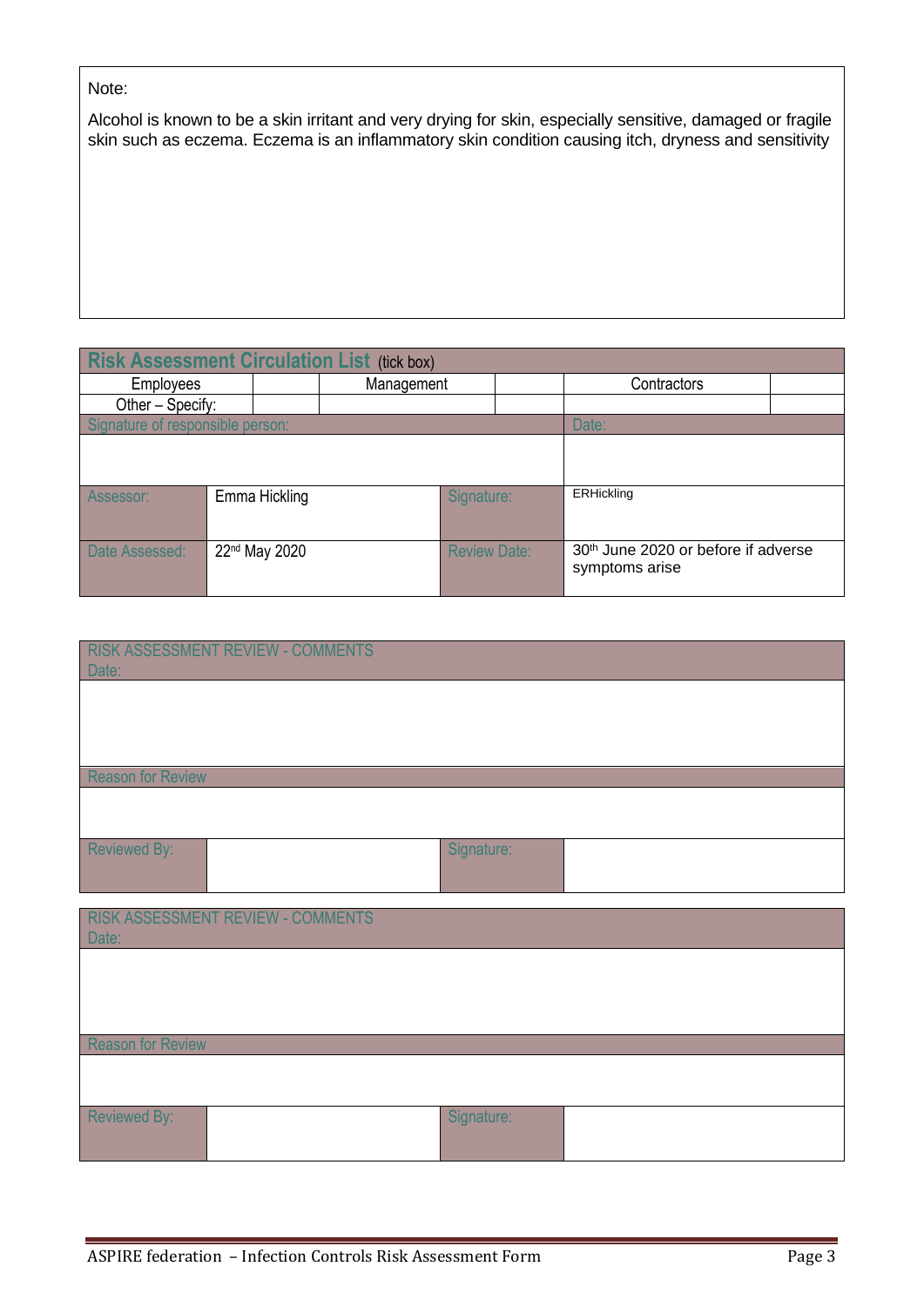Note:

Alcohol is known to be a skin irritant and very drying for skin, especially sensitive, damaged or fragile skin such as eczema. Eczema is an inflammatory skin condition causing itch, dryness and sensitivity

| Risk Assessment Circulation List (tick box) | | | | | |
|---|---|---|---|---|---|
| Employees | | Management | | Contractors | |
| Other – Specify: | | | | | |
| Signature of responsible person: | | | | Date: | |
| | | | | | |

| | | | |
|---|---|---|---|
| Assessor: | Emma Hickling | Signature: | ERHickling |
| Date Assessed: | 22nd May 2020 | Review Date: | 30th June 2020 or before if adverse symptoms arise |

| RISK ASSESSMENT REVIEW - COMMENTS<br>Date: | | | |
|---|---|---|---|
| | | | |
| Reason for Review | | | |
| | | | |
| Reviewed By: | | Signature: | |

| RISK ASSESSMENT REVIEW - COMMENTS<br>Date: | | | |
|---|---|---|---|
| | | | |
| Reason for Review | | | |
| | | | |
| Reviewed By: | | Signature: | |